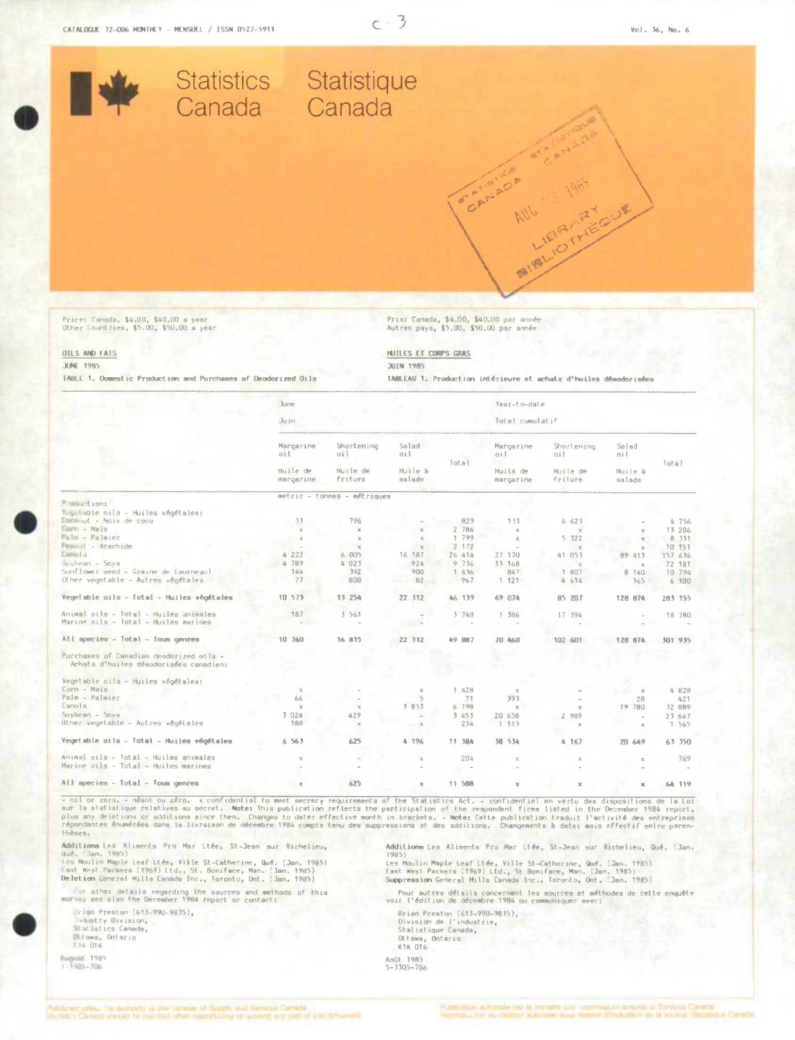CATALOGUE 32-006 MONTHLY - MENSUEL / ISSN 0527-5911

Vol. 36, No. 6

# Statistics Canada — Statistique Canada

Price: Canada, $4.00, $40.00 a year
Other Countries, $5.00, $50.00 a year

Prix: Canada, $4.00, $40.00 par année
Autres pays, $5.00, $50.00 par année

## OILS AND FATS — HUILES ET CORPS GRAS

JUNE 1985 — JUIN 1985

TABLE 1. Domestic Production and Purchases of Deodorized Oils

TABLEAU 1. Production intérieure et achats d'huiles désodorisées

| | June / Juin | | | | Year-to-date / Total cumulatif | | | |
|---|---|---|---|---|---|---|---|---|
| | Margarine oil / Huile de margarine | Shortening oil / Huile de friture | Salad oil / Huile à salade | Total | Margarine oil / Huile de margarine | Shortening oil / Huile de friture | Salad oil / Huile à salade | Total |
| | metric - tonnes - métriques | | | | | | | |
| Production: | | | | | | | | |
| Vegetable oils - Huiles végétales: | | | | | | | | |
| Coconut - Noix de coco | 33 | 796 | - | 829 | 133 | 4 623 | - | 4 756 |
| Corn - Maïs | x | x | x | 2 786 | x | x | x | 13 206 |
| Palm - Palmier | x | x | x | 1 799 | x | 5 322 | x | 8 331 |
| Peanut - Arachide | - | x | x | 2 172 | - | x | x | 10 151 |
| Canola | 4 222 | 6 005 | 16 187 | 26 414 | 27 170 | 41 053 | 89 413 | 157 636 |
| Soybean - Soya | 4 789 | 4 023 | 924 | 9 736 | 33 168 | x | x | 72 181 |
| Sunflower seed - Graine de tournesol | 144 | 392 | 900 | 1 436 | 847 | 1 807 | 8 140 | 10 794 |
| Other vegetable - Autres végétales | 77 | 808 | 82 | 967 | 1 121 | 4 614 | 365 | 6 100 |
| **Vegetable oils - Total - Huiles végétales** | **10 573** | **13 254** | **22 312** | **46 139** | **69 074** | **85 207** | **128 874** | **283 155** |
| Animal oils - Total - Huiles animales | 187 | 3 561 | - | 3 748 | 1 386 | 17 394 | - | 18 780 |
| Marine oils - Total - Huiles marines | - | - | - | - | - | - | - | - |
| **All species - Total - Tous genres** | **10 760** | **16 815** | **22 312** | **49 887** | **70 460** | **102 601** | **128 874** | **301 935** |
| Purchases of Canadian deodorized oils - Achats d'huiles désodorisées canadien: | | | | | | | | |
| Vegetable oils - Huiles végétales: | | | | | | | | |
| Corn - Maïs | x | - | x | 1 428 | x | - | x | 4 828 |
| Palm - Palmier | 66 | - | 5 | 71 | 393 | - | 28 | 421 |
| Canola | x | x | 3 853 | 6 198 | x | x | 19 780 | 32 889 |
| Soybean - Soya | 3 024 | 429 | - | 3 453 | 20 658 | 2 989 | - | 23 647 |
| Other vegetable - Autres végétales | 188 | x | x | 234 | 1 113 | x | x | 1 565 |
| **Vegetable oils - Total - Huiles végétales** | **6 563** | **625** | **4 196** | **11 384** | **38 534** | **4 167** | **20 649** | **63 350** |
| Animal oils - Total - Huiles animales | x | - | x | 204 | x | x | x | 769 |
| Marine oils - Total - Huiles marines | - | - | - | - | - | - | - | - |
| **All species - Total - Tous genres** | **x** | **625** | **x** | **11 588** | **x** | **x** | **x** | **64 119** |

- nil or zero. - néant ou zéro. x confidential to meet secrecy requirements of the Statistics Act. - confidentiel en vertu des dispositions de la Loi sur la statistique relatives au secret. **Note:** This publication reflects the participation of the respondent firms listed in the December 1984 report, plus any deletions or additions since then. Changes to date: effective month in brackets. - **Note:** Cette publication traduit l'activité des entreprises répondantes énumérées dans la livraison de décembre 1984 compte tenu des suppressions et des additions. Changements à date: mois effectif entre parenthèses.

**Additions** Les Aliments Pro Mar Ltée, St-Jean sur Richelieu, Qué. (Jan. 1985)
Les Moulin Maple Leaf Ltée, Ville St-Catherine, Qué. (Jan. 1985)
East West Packers (1969) Ltd., St. Boniface, Man. (Jan. 1985)
**Deletion** General Mills Canada Inc., Toronto, Ont. (Jan. 1985)

For other details regarding the sources and methods of this survey see also the December 1984 report or contact:

Brian Preston (613-990-9835),
Industry Division,
Statistics Canada,
Ottawa, Ontario
K1A 0T6

August 1985
5-3305-706

**Additions** Les Aliments Pro Mar Ltée, St-Jean sur Richelieu, Qué. (Jan. 1985)
Les Moulin Maple Leaf Ltée, Ville St-Catherine, Qué. (Jan. 1985)
East West Packers (1969) Ltd., St Boniface, Man. (Jan. 1985)
**Suppression** General Mills Canada Inc., Toronto, Ont. (Jan. 1985)

Pour autres détails concernant les sources et méthodes de cette enquête voir l'édition de décembre 1984 ou communiquer avec:

Brian Preston (613-990-9835),
Division de l'industrie,
Statistique Canada,
Ottawa, Ontario
K1A 0T6

Août 1985
5-3305-706

Published under the authority of the Minister of Supply and Services Canada. Statistics Canada should be credited when reproducing or quoting any part of this document.

Publication autorisée par le ministre des Approvisionnements et Services Canada. Reproduction ou citation autorisée sous réserve d'indication de la source: Statistique Canada.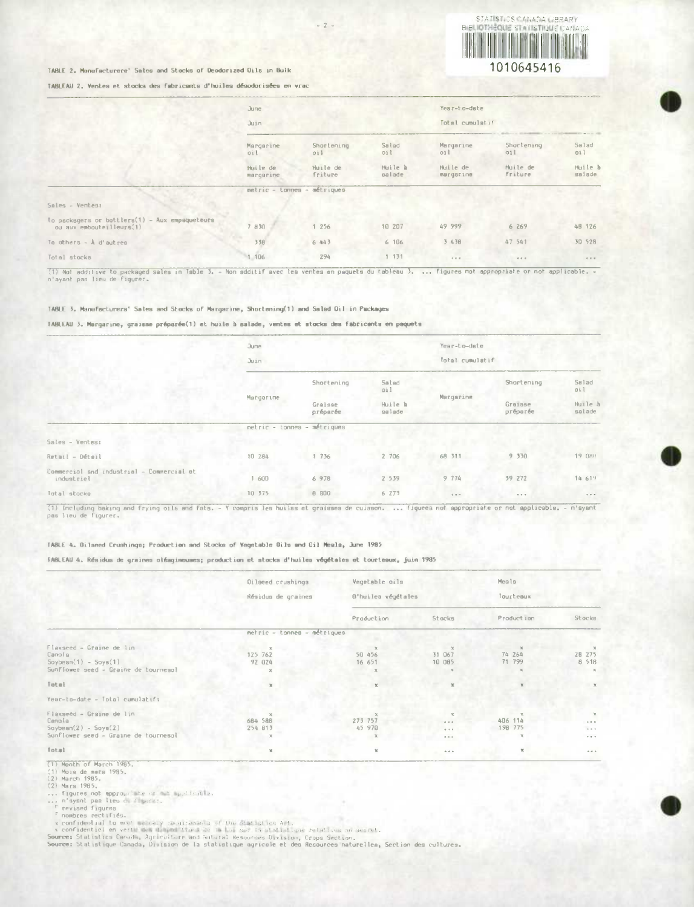TABLE 2. Manufacturers' Sales and Stocks of Deodorized Oils in Bulk

TABLEAU 2. Ventes et stocks des fabricants d'huiles désodorisées en vrac

| | June / Juin | | | Year-to-date / Total cumulatif | | |
|---|---|---|---|---|---|---|
| | Margarine oil / Huile de margarine | Shortening oil / Huile de friture | Salad oil / Huile à salade | Margarine oil / Huile de margarine | Shortening oil / Huile de friture | Salad oil / Huile à salade |
| | metric - tonnes - métriques | | | | | |
| Sales - Ventes: | | | | | | |
| To packagers or bottlers(1) - Aux empaqueteurs ou aux embouteilleurs(1) | 7 830 | 1 256 | 10 207 | 49 999 | 6 269 | 48 126 |
| To others - À d'autres | 338 | 6 443 | 6 106 | 3 438 | 47 541 | 30 528 |
| Total stocks | 1 106 | 294 | 1 131 | ... | ... | ... |

(1) Not additive to packaged sales in Table 3. - Non additif avec les ventes en paquets du tableau 3. ... figures not appropriate or not applicable. - n'ayant pas lieu de figurer.

TABLE 3. Manufacturers' Sales and Stocks of Margarine, Shortening(1) and Salad Oil in Packages

TABLEAU 3. Margarine, graisse préparée(1) et huile à salade, ventes et stocks des fabricants en paquets

| | June / Juin | | | Year-to-date / Total cumulatif | | |
|---|---|---|---|---|---|---|
| | Margarine | Shortening / Graisse préparée | Salad oil / Huile à salade | Margarine | Shortening / Graisse préparée | Salad oil / Huile à salade |
| | metric - tonnes - métriques | | | | | |
| Sales - Ventes: | | | | | | |
| Retail - Détail | 10 284 | 1 736 | 2 706 | 68 311 | 9 330 | 19 088 |
| Commercial and industrial - Commercial et industriel | 1 600 | 6 978 | 2 539 | 9 774 | 39 272 | 14 619 |
| Total stocks | 10 375 | 8 800 | 6 273 | ... | ... | ... |

(1) Including baking and frying oils and fats. - Y compris les huiles et graisses de cuisson. ... figures not appropriate or not applicable. - n'ayant pas lieu de figurer.

TABLE 4. Oilseed Crushings; Production and Stocks of Vegetable Oils and Oil Meals, June 1985

TABLEAU 4. Résidus de graines oléagineuses; production et stocks d'huiles végétales et tourteaux, juin 1985

| | Oilseed crushings / Résidus de graines | Vegetable oils / D'huiles végétales | | Meals / Tourteaux | |
|---|---|---|---|---|---|
| | | Production | Stocks | Production | Stocks |
| | metric - tonnes - métriques | | | | |
| Flaxseed - Graine de lin | x | x | x | x | x |
| Canola | 125 762 | 50 456 | 31 067 | 74 264 | 28 275 |
| Soybean(1) - Soya(1) | 92 024 | 16 651 | 10 085 | 71 799 | 8 518 |
| Sunflower seed - Graine de tournesol | x | x | x | x | x |
| Total | x | x | x | x | x |
| Year-to-date - Total cumulatif: | | | | | |
| Flaxseed - Graine de lin | x | x | x | x | x |
| Canola | 684 588 | 273 757 | ... | 406 114 | ... |
| Soybean(2) - Soya(2) | 254 815 | 45 970 | ... | 198 775 | ... |
| Sunflower seed - Graine de tournesol | x | x | ... | x | ... |
| Total | x | x | ... | x | ... |

(1) Month of March 1985.
(1) Mois de mars 1985.
(2) March 1985.
(2) Mars 1985.
... figures not appropriate or not applicable.
... n'ayant pas lieu de figurer.
r revised figures
r nombres rectifiés.
x confidential to meet secrecy requirements of the Statistics Act.
x confidentiel en vertu des dispositions de la Loi sur la statistique relatives au secret.
Source: Statistics Canada, Agriculture and Natural Resources Division, Crops Section.
Source: Statistique Canada, Division de la statistique agricole et des Resources naturelles, Section des cultures.